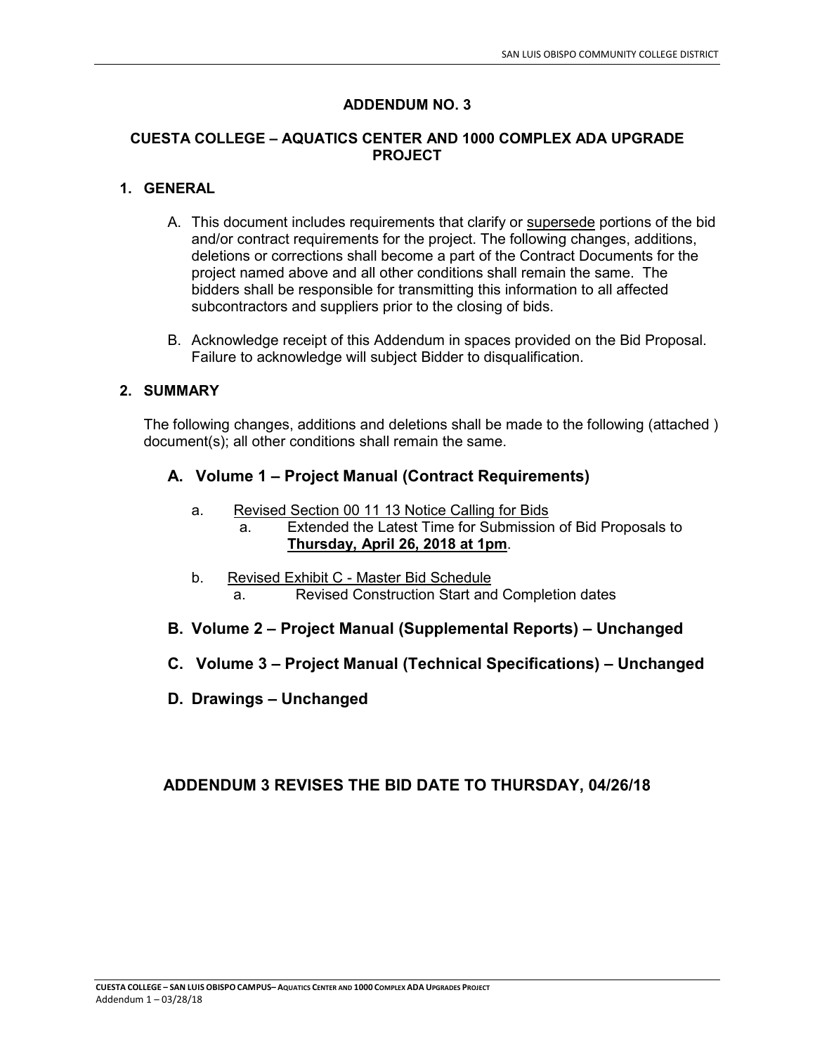# ADDENDUM NO. 3

## CUESTA COLLEGE – AQUATICS CENTER AND 1000 COMPLEX ADA UPGRADE PROJECT

### 1. GENERAL

A. This document includes requirements that clarify or supersede portions of the bid and/or contract requirements for the project. The following changes, additions, deletions or corrections shall become a part of the Contract Documents for the project named above and all other conditions shall remain the same. The bidders shall be responsible for transmitting this information to all affected subcontractors and suppliers prior to the closing of bids.

B. Acknowledge receipt of this Addendum in spaces provided on the Bid Proposal. Failure to acknowledge will subject Bidder to disqualification.

### 2. SUMMARY

The following changes, additions and deletions shall be made to the following (attached ) document(s); all other conditions shall remain the same.

#### A. Volume 1 – Project Manual (Contract Requirements)

a. Revised Section 00 11 13 Notice Calling for Bids
   - a. Extended the Latest Time for Submission of Bid Proposals to **Thursday, April 26, 2018 at 1pm**.

b. Revised Exhibit C - Master Bid Schedule
   - a. Revised Construction Start and Completion dates

#### B. Volume 2 – Project Manual (Supplemental Reports) – Unchanged

#### C. Volume 3 – Project Manual (Technical Specifications) – Unchanged

#### D. Drawings – Unchanged

**ADDENDUM 3 REVISES THE BID DATE TO THURSDAY, 04/26/18**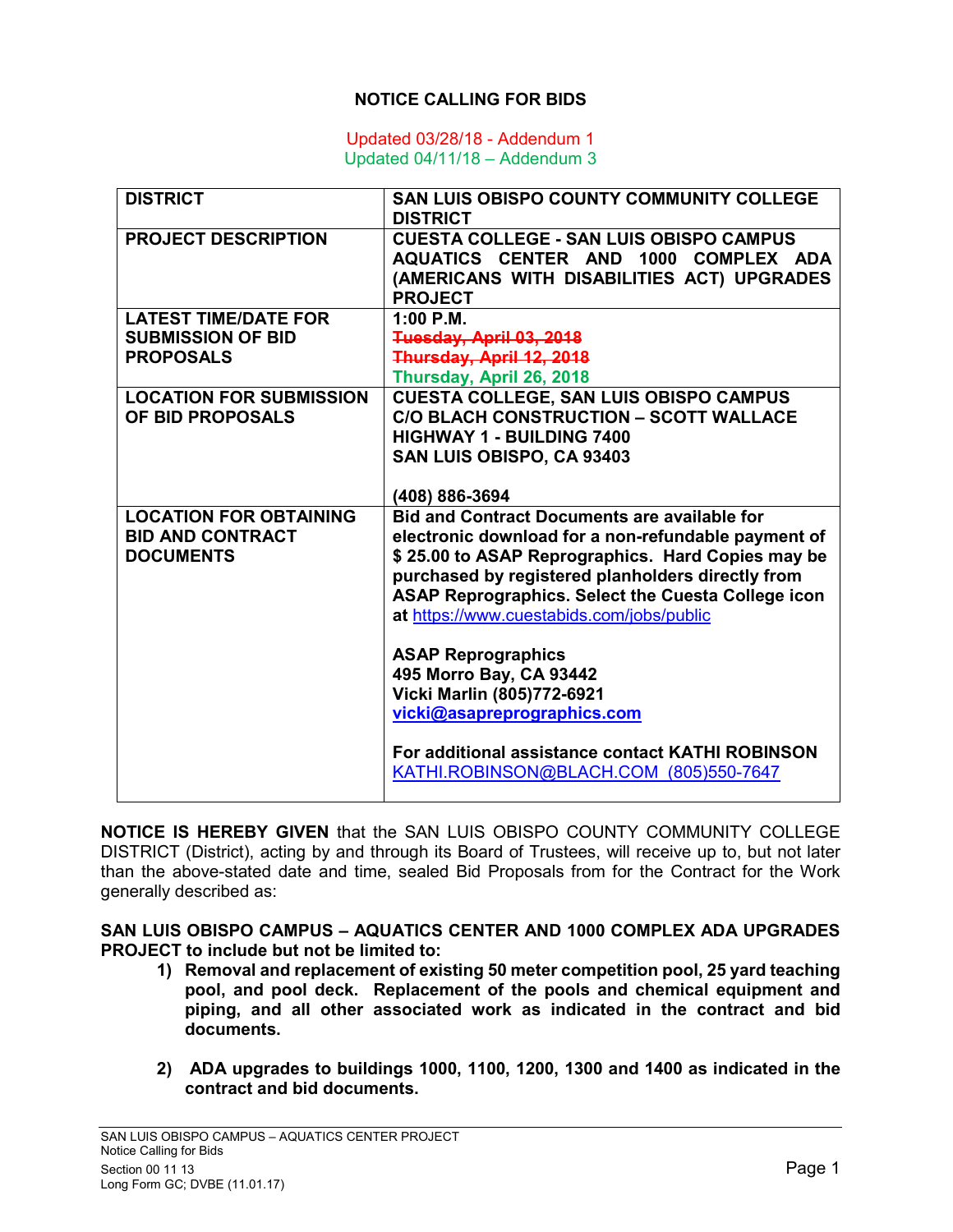# NOTICE CALLING FOR BIDS

Updated 03/28/18 - Addendum 1
Updated 04/11/18 – Addendum 3

| **DISTRICT** | **SAN LUIS OBISPO COUNTY COMMUNITY COLLEGE DISTRICT** |
|---|---|
| **PROJECT DESCRIPTION** | **CUESTA COLLEGE - SAN LUIS OBISPO CAMPUS AQUATICS CENTER AND 1000 COMPLEX ADA (AMERICANS WITH DISABILITIES ACT) UPGRADES PROJECT** |
| **LATEST TIME/DATE FOR SUBMISSION OF BID PROPOSALS** | **1:00 P.M.**<br>~~**Tuesday, April 03, 2018**~~<br>~~**Thursday, April 12, 2018**~~<br>**Thursday, April 26, 2018** |
| **LOCATION FOR SUBMISSION OF BID PROPOSALS** | **CUESTA COLLEGE, SAN LUIS OBISPO CAMPUS**<br>**C/O BLACH CONSTRUCTION – SCOTT WALLACE**<br>**HIGHWAY 1 - BUILDING 7400**<br>**SAN LUIS OBISPO, CA 93403**<br><br>**(408) 886-3694** |
| **LOCATION FOR OBTAINING BID AND CONTRACT DOCUMENTS** | **Bid and Contract Documents are available for electronic download for a non-refundable payment of $ 25.00 to ASAP Reprographics. Hard Copies may be purchased by registered planholders directly from ASAP Reprographics. Select the Cuesta College icon at** https://www.cuestabids.com/jobs/public<br><br>**ASAP Reprographics**<br>**495 Morro Bay, CA 93442**<br>**Vicki Marlin (805)772-6921**<br>**vicki@asapreprographics.com**<br><br>**For additional assistance contact KATHI ROBINSON**<br>KATHI.ROBINSON@BLACH.COM (805)550-7647 |

**NOTICE IS HEREBY GIVEN** that the SAN LUIS OBISPO COUNTY COMMUNITY COLLEGE DISTRICT (District), acting by and through its Board of Trustees, will receive up to, but not later than the above-stated date and time, sealed Bid Proposals from for the Contract for the Work generally described as:

**SAN LUIS OBISPO CAMPUS – AQUATICS CENTER AND 1000 COMPLEX ADA UPGRADES PROJECT to include but not be limited to:**

1) **Removal and replacement of existing 50 meter competition pool, 25 yard teaching pool, and pool deck. Replacement of the pools and chemical equipment and piping, and all other associated work as indicated in the contract and bid documents.**

2) **ADA upgrades to buildings 1000, 1100, 1200, 1300 and 1400 as indicated in the contract and bid documents.**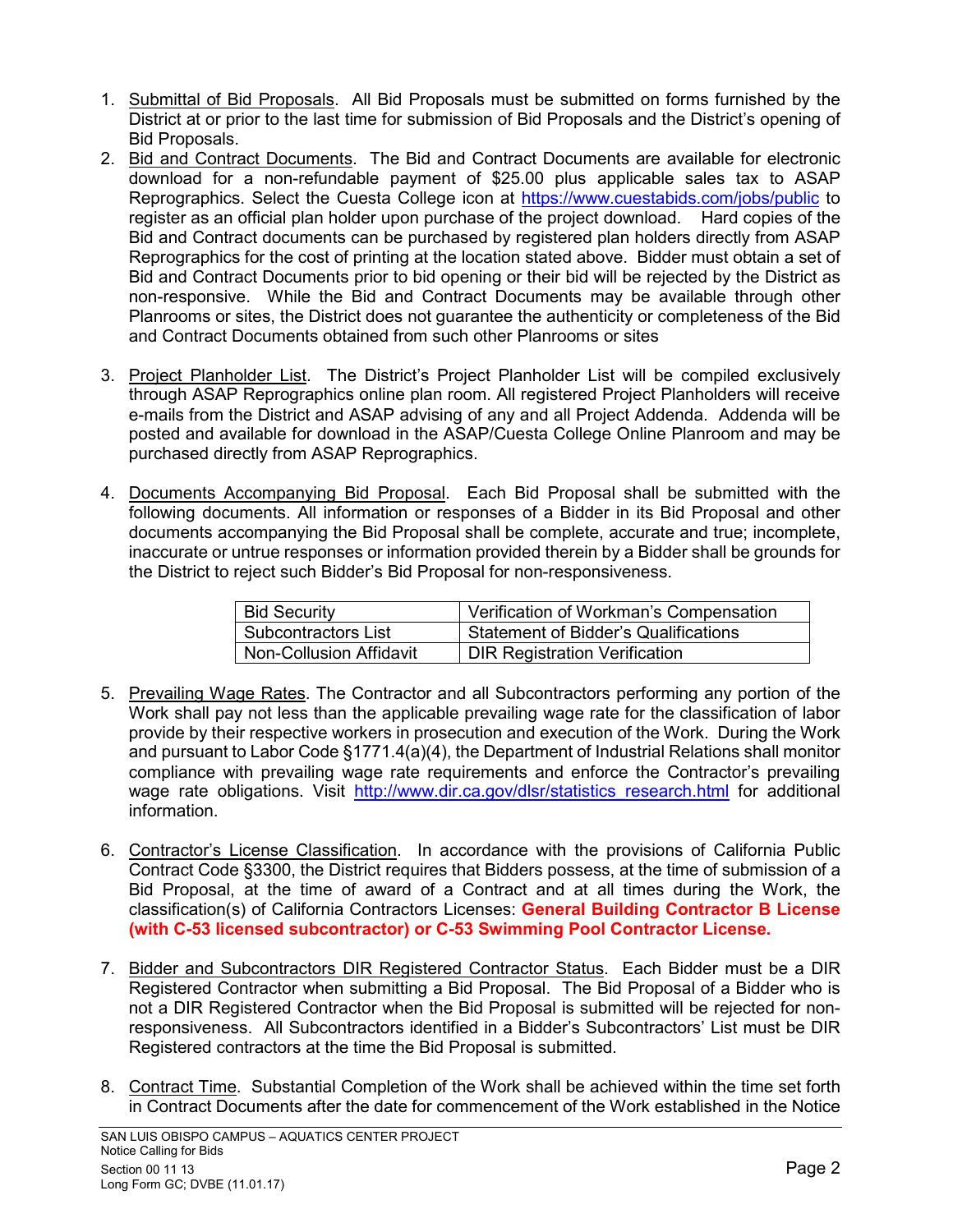1. Submittal of Bid Proposals. All Bid Proposals must be submitted on forms furnished by the District at or prior to the last time for submission of Bid Proposals and the District's opening of Bid Proposals.
2. Bid and Contract Documents. The Bid and Contract Documents are available for electronic download for a non-refundable payment of $25.00 plus applicable sales tax to ASAP Reprographics. Select the Cuesta College icon at https://www.cuestabids.com/jobs/public to register as an official plan holder upon purchase of the project download. Hard copies of the Bid and Contract documents can be purchased by registered plan holders directly from ASAP Reprographics for the cost of printing at the location stated above. Bidder must obtain a set of Bid and Contract Documents prior to bid opening or their bid will be rejected by the District as non-responsive. While the Bid and Contract Documents may be available through other Planrooms or sites, the District does not guarantee the authenticity or completeness of the Bid and Contract Documents obtained from such other Planrooms or sites

3. Project Planholder List. The District's Project Planholder List will be compiled exclusively through ASAP Reprographics online plan room. All registered Project Planholders will receive e-mails from the District and ASAP advising of any and all Project Addenda. Addenda will be posted and available for download in the ASAP/Cuesta College Online Planroom and may be purchased directly from ASAP Reprographics.

4. Documents Accompanying Bid Proposal. Each Bid Proposal shall be submitted with the following documents. All information or responses of a Bidder in its Bid Proposal and other documents accompanying the Bid Proposal shall be complete, accurate and true; incomplete, inaccurate or untrue responses or information provided therein by a Bidder shall be grounds for the District to reject such Bidder's Bid Proposal for non-responsiveness.

| Bid Security | Verification of Workman's Compensation |
|---|---|
| Subcontractors List | Statement of Bidder's Qualifications |
| Non-Collusion Affidavit | DIR Registration Verification |

5. Prevailing Wage Rates. The Contractor and all Subcontractors performing any portion of the Work shall pay not less than the applicable prevailing wage rate for the classification of labor provide by their respective workers in prosecution and execution of the Work. During the Work and pursuant to Labor Code §1771.4(a)(4), the Department of Industrial Relations shall monitor compliance with prevailing wage rate requirements and enforce the Contractor's prevailing wage rate obligations. Visit http://www.dir.ca.gov/dlsr/statistics_research.html for additional information.

6. Contractor's License Classification. In accordance with the provisions of California Public Contract Code §3300, the District requires that Bidders possess, at the time of submission of a Bid Proposal, at the time of award of a Contract and at all times during the Work, the classification(s) of California Contractors Licenses: **General Building Contractor B License (with C-53 licensed subcontractor) or C-53 Swimming Pool Contractor License.**

7. Bidder and Subcontractors DIR Registered Contractor Status. Each Bidder must be a DIR Registered Contractor when submitting a Bid Proposal. The Bid Proposal of a Bidder who is not a DIR Registered Contractor when the Bid Proposal is submitted will be rejected for non-responsiveness. All Subcontractors identified in a Bidder's Subcontractors' List must be DIR Registered contractors at the time the Bid Proposal is submitted.

8. Contract Time. Substantial Completion of the Work shall be achieved within the time set forth in Contract Documents after the date for commencement of the Work established in the Notice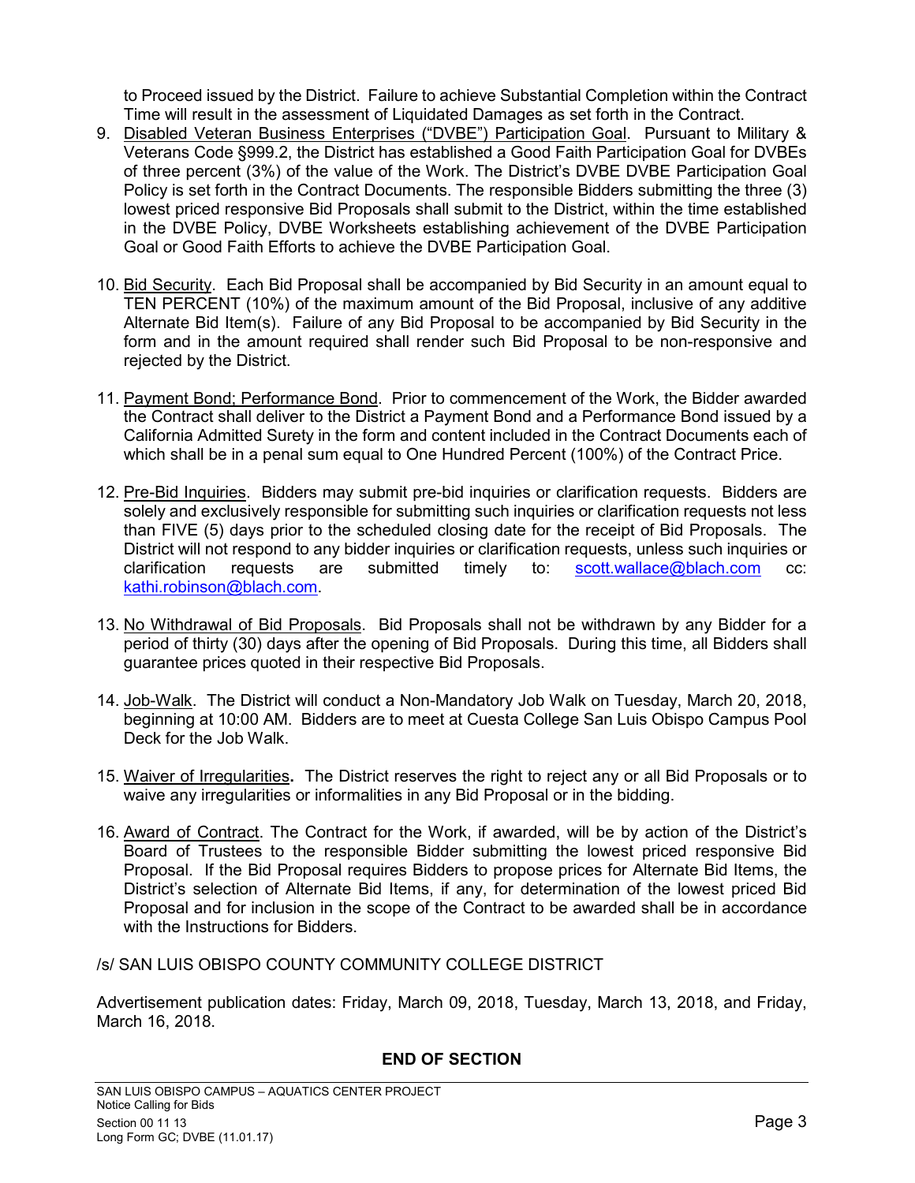to Proceed issued by the District. Failure to achieve Substantial Completion within the Contract Time will result in the assessment of Liquidated Damages as set forth in the Contract.

9. Disabled Veteran Business Enterprises ("DVBE") Participation Goal. Pursuant to Military & Veterans Code §999.2, the District has established a Good Faith Participation Goal for DVBEs of three percent (3%) of the value of the Work. The District's DVBE DVBE Participation Goal Policy is set forth in the Contract Documents. The responsible Bidders submitting the three (3) lowest priced responsive Bid Proposals shall submit to the District, within the time established in the DVBE Policy, DVBE Worksheets establishing achievement of the DVBE Participation Goal or Good Faith Efforts to achieve the DVBE Participation Goal.

10. Bid Security. Each Bid Proposal shall be accompanied by Bid Security in an amount equal to TEN PERCENT (10%) of the maximum amount of the Bid Proposal, inclusive of any additive Alternate Bid Item(s). Failure of any Bid Proposal to be accompanied by Bid Security in the form and in the amount required shall render such Bid Proposal to be non-responsive and rejected by the District.

11. Payment Bond; Performance Bond. Prior to commencement of the Work, the Bidder awarded the Contract shall deliver to the District a Payment Bond and a Performance Bond issued by a California Admitted Surety in the form and content included in the Contract Documents each of which shall be in a penal sum equal to One Hundred Percent (100%) of the Contract Price.

12. Pre-Bid Inquiries. Bidders may submit pre-bid inquiries or clarification requests. Bidders are solely and exclusively responsible for submitting such inquiries or clarification requests not less than FIVE (5) days prior to the scheduled closing date for the receipt of Bid Proposals. The District will not respond to any bidder inquiries or clarification requests, unless such inquiries or clarification requests are submitted timely to: scott.wallace@blach.com cc: kathi.robinson@blach.com.

13. No Withdrawal of Bid Proposals. Bid Proposals shall not be withdrawn by any Bidder for a period of thirty (30) days after the opening of Bid Proposals. During this time, all Bidders shall guarantee prices quoted in their respective Bid Proposals.

14. Job-Walk. The District will conduct a Non-Mandatory Job Walk on Tuesday, March 20, 2018, beginning at 10:00 AM. Bidders are to meet at Cuesta College San Luis Obispo Campus Pool Deck for the Job Walk.

15. Waiver of Irregularities**.** The District reserves the right to reject any or all Bid Proposals or to waive any irregularities or informalities in any Bid Proposal or in the bidding.

16. Award of Contract. The Contract for the Work, if awarded, will be by action of the District's Board of Trustees to the responsible Bidder submitting the lowest priced responsive Bid Proposal. If the Bid Proposal requires Bidders to propose prices for Alternate Bid Items, the District's selection of Alternate Bid Items, if any, for determination of the lowest priced Bid Proposal and for inclusion in the scope of the Contract to be awarded shall be in accordance with the Instructions for Bidders.

/s/ SAN LUIS OBISPO COUNTY COMMUNITY COLLEGE DISTRICT

Advertisement publication dates: Friday, March 09, 2018, Tuesday, March 13, 2018, and Friday, March 16, 2018.

**END OF SECTION**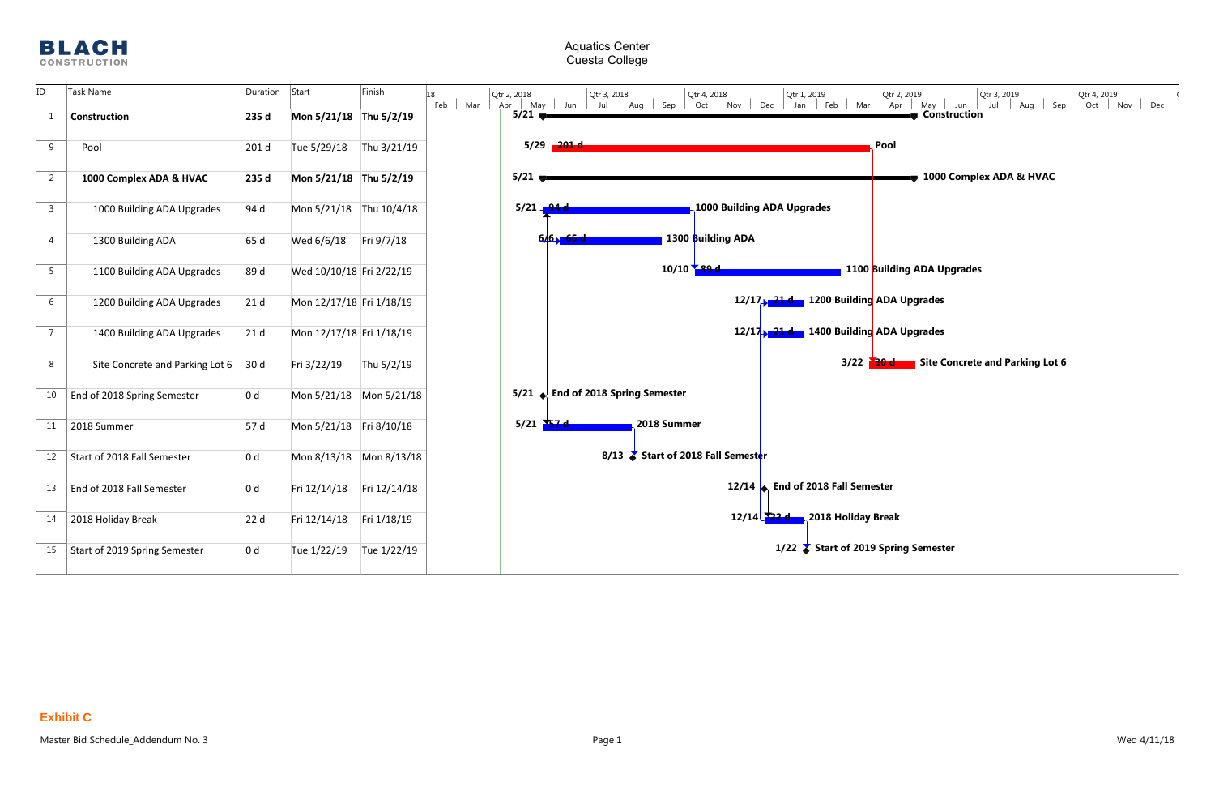**BLACH**
CONSTRUCTION

Aquatics Center
Cuesta College

| ID | Task Name | Duration | Start | Finish |
|---|---|---|---|---|
| 1 | **Construction** | **235 d** | **Mon 5/21/18** | **Thu 5/2/19** |
| 9 | Pool | 201 d | Tue 5/29/18 | Thu 3/21/19 |
| 2 | **1000 Complex ADA & HVAC** | **235 d** | **Mon 5/21/18** | **Thu 5/2/19** |
| 3 | 1000 Building ADA Upgrades | 94 d | Mon 5/21/18 | Thu 10/4/18 |
| 4 | 1300 Building ADA | 65 d | Wed 6/6/18 | Fri 9/7/18 |
| 5 | 1100 Building ADA Upgrades | 89 d | Wed 10/10/18 | Fri 2/22/19 |
| 6 | 1200 Building ADA Upgrades | 21 d | Mon 12/17/18 | Fri 1/18/19 |
| 7 | 1400 Building ADA Upgrades | 21 d | Mon 12/17/18 | Fri 1/18/19 |
| 8 | Site Concrete and Parking Lot 6 | 30 d | Fri 3/22/19 | Thu 5/2/19 |
| 10 | End of 2018 Spring Semester | 0 d | Mon 5/21/18 | Mon 5/21/18 |
| 11 | 2018 Summer | 57 d | Mon 5/21/18 | Fri 8/10/18 |
| 12 | Start of 2018 Fall Semester | 0 d | Mon 8/13/18 | Mon 8/13/18 |
| 13 | End of 2018 Fall Semester | 0 d | Fri 12/14/18 | Fri 12/14/18 |
| 14 | 2018 Holiday Break | 22 d | Fri 12/14/18 | Fri 1/18/19 |
| 15 | Start of 2019 Spring Semester | 0 d | Tue 1/22/19 | Tue 1/22/19 |

18 Feb Mar | Qtr 2, 2018 Apr May Jun | Qtr 3, 2018 Jul Aug Sep | Qtr 4, 2018 Oct Nov Dec | Qtr 1, 2019 Jan Feb Mar | Qtr 2, 2019 Apr May Jun | Qtr 3, 2019 Jul Aug Sep | Qtr 4, 2019 Oct Nov Dec

5/21 Construction
5/29 201 d Pool
5/21 1000 Complex ADA & HVAC
5/21 94 d 1000 Building ADA Upgrades
6/6 65 d 1300 Building ADA
10/10 89 d 1100 Building ADA Upgrades
12/17 21 d 1200 Building ADA Upgrades
12/17 21 d 1400 Building ADA Upgrades
3/22 30 d Site Concrete and Parking Lot 6
5/21 End of 2018 Spring Semester
5/21 57 d 2018 Summer
8/13 Start of 2018 Fall Semester
12/14 End of 2018 Fall Semester
12/14 22 d 2018 Holiday Break
1/22 Start of 2019 Spring Semester

**Exhibit C**

Master Bid Schedule_Addendum No. 3

Wed 4/11/18